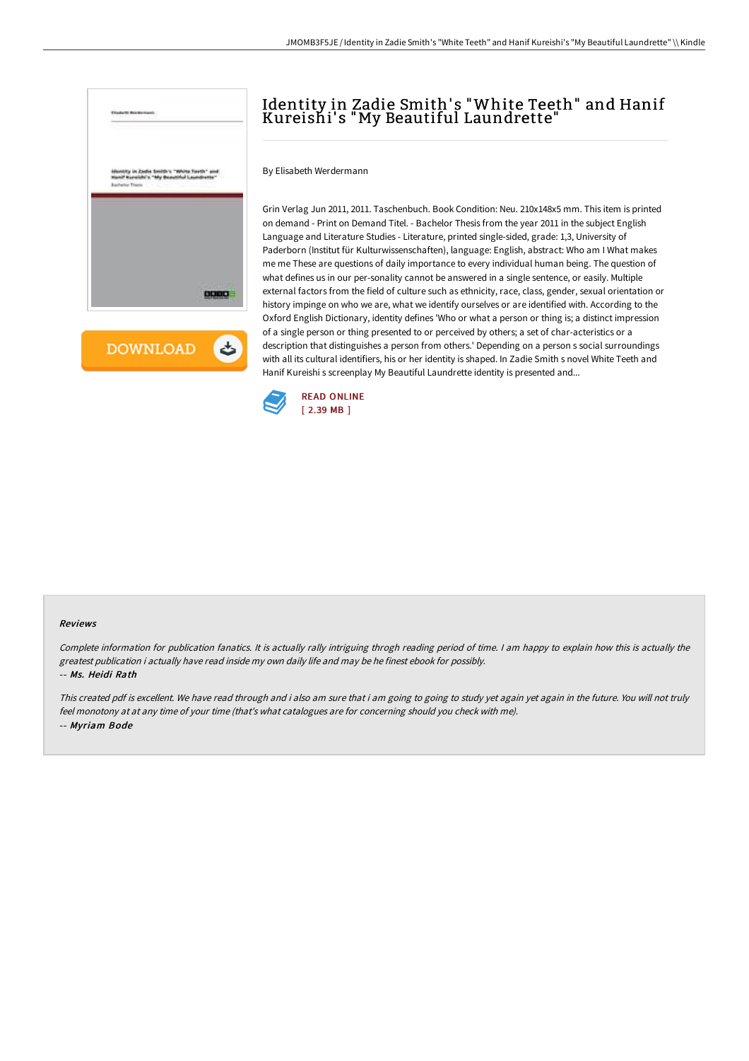# Identity in Zadie Smith's "White Teeth" and Hanif Kureishi's "My Beautiful Laundrette"

By Elisabeth Werdermann

Grin Verlag Jun 2011, 2011. Taschenbuch. Book Condition: Neu. 210x148x5 mm. This item is printed on demand - Print on Demand Titel. - Bachelor Thesis from the year 2011 in the subject English Language and Literature Studies - Literature, printed single-sided, grade: 1,3, University of Paderborn (Institut für Kulturwissenschaften), language: English, abstract: Who am I What makes me me These are questions of daily importance to every individual human being. The question of what defines us in our per-sonality cannot be answered in a single sentence, or easily. Multiple external factors from the field of culture such as ethnicity, race, class, gender, sexual orientation or history impinge on who we are, what we identify ourselves or are identified with. According to the Oxford English Dictionary, identity defines 'Who or what a person or thing is; a distinct impression of a single person or thing presented to or perceived by others; a set of char-acteristics or a description that distinguishes a person from others.' Depending on a person s social surroundings with all its cultural identifiers, his or her identity is shaped. In Zadie Smith s novel White Teeth and Hanif Kureishi s screenplay My Beautiful Laundrette identity is presented and...

READ ONLINE
[ 2.39 MB ]

### Reviews

*Complete information for publication fanatics. It is actually rally intriguing throgh reading period of time. I am happy to explain how this is actually the greatest publication i actually have read inside my own daily life and may be he finest ebook for possibly.*

-- *Ms. Heidi Rath*

*This created pdf is excellent. We have read through and i also am sure that i am going to going to study yet again yet again in the future. You will not truly feel monotony at at any time of your time (that's what catalogues are for concerning should you check with me).*

-- *Myriam Bode*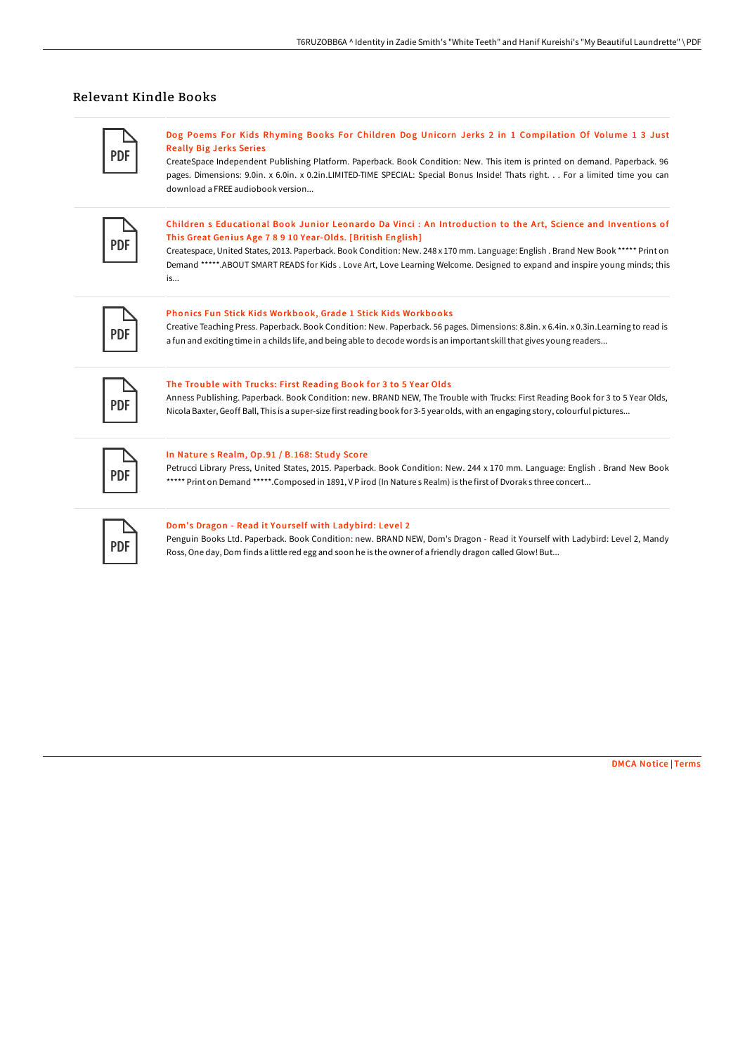## Relevant Kindle Books

PDF

**Dog Poems For Kids Rhyming Books For Children Dog Unicorn Jerks 2 in 1 Compilation Of Volume 1 3 Just Really Big Jerks Series**

CreateSpace Independent Publishing Platform. Paperback. Book Condition: New. This item is printed on demand. Paperback. 96 pages. Dimensions: 9.0in. x 6.0in. x 0.2in.LIMITED-TIME SPECIAL: Special Bonus Inside! Thats right. . . For a limited time you can download a FREE audiobook version...

PDF

**Children s Educational Book Junior Leonardo Da Vinci : An Introduction to the Art, Science and Inventions of This Great Genius Age 7 8 9 10 Year-Olds. [British English]**

Createspace, United States, 2013. Paperback. Book Condition: New. 248 x 170 mm. Language: English . Brand New Book ***** Print on Demand *****.ABOUT SMART READS for Kids . Love Art, Love Learning Welcome. Designed to expand and inspire young minds; this is...

PDF

**Phonics Fun Stick Kids Workbook, Grade 1 Stick Kids Workbooks**

Creative Teaching Press. Paperback. Book Condition: New. Paperback. 56 pages. Dimensions: 8.8in. x 6.4in. x 0.3in.Learning to read is a fun and exciting time in a childs life, and being able to decode words is an important skill that gives young readers...

PDF

**The Trouble with Trucks: First Reading Book for 3 to 5 Year Olds**

Anness Publishing. Paperback. Book Condition: new. BRAND NEW, The Trouble with Trucks: First Reading Book for 3 to 5 Year Olds, Nicola Baxter, Geoff Ball, This is a super-size first reading book for 3-5 year olds, with an engaging story, colourful pictures...

PDF

**In Nature s Realm, Op.91 / B.168: Study Score**

Petrucci Library Press, United States, 2015. Paperback. Book Condition: New. 244 x 170 mm. Language: English . Brand New Book ***** Print on Demand *****.Composed in 1891, V P irod (In Nature s Realm) is the first of Dvorak s three concert...

PDF

**Dom's Dragon - Read it Yourself with Ladybird: Level 2**

Penguin Books Ltd. Paperback. Book Condition: new. BRAND NEW, Dom's Dragon - Read it Yourself with Ladybird: Level 2, Mandy Ross, One day, Dom finds a little red egg and soon he is the owner of a friendly dragon called Glow! But...

DMCA Notice | Terms